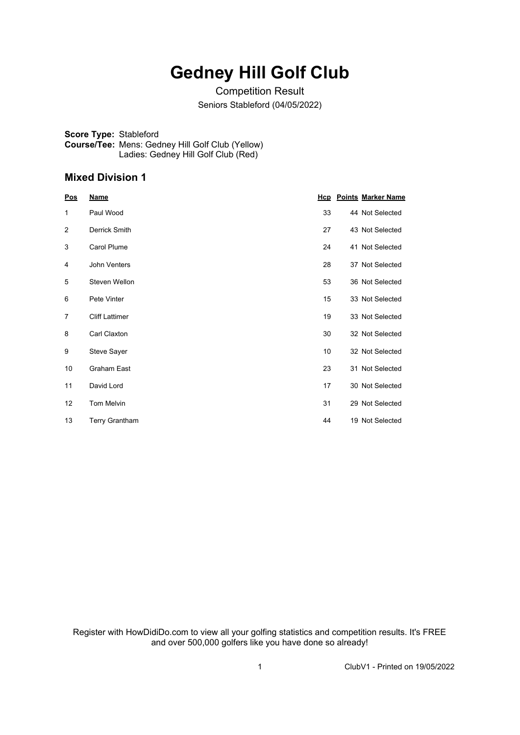# Gedney Hill Golf Club

Competition Result

Seniors Stableford (04/05/2022)

**Score Type:** Stableford
**Course/Tee:** Mens: Gedney Hill Golf Club (Yellow)
Ladies: Gedney Hill Golf Club (Red)

## Mixed Division 1

| Pos | Name | Hcp | Points | Marker Name |
|---|---|---|---|---|
| 1 | Paul Wood | 33 | 44 | Not Selected |
| 2 | Derrick Smith | 27 | 43 | Not Selected |
| 3 | Carol Plume | 24 | 41 | Not Selected |
| 4 | John Venters | 28 | 37 | Not Selected |
| 5 | Steven Wellon | 53 | 36 | Not Selected |
| 6 | Pete Vinter | 15 | 33 | Not Selected |
| 7 | Cliff Lattimer | 19 | 33 | Not Selected |
| 8 | Carl Claxton | 30 | 32 | Not Selected |
| 9 | Steve Sayer | 10 | 32 | Not Selected |
| 10 | Graham East | 23 | 31 | Not Selected |
| 11 | David Lord | 17 | 30 | Not Selected |
| 12 | Tom Melvin | 31 | 29 | Not Selected |
| 13 | Terry Grantham | 44 | 19 | Not Selected |

Register with HowDidiDo.com to view all your golfing statistics and competition results. It's FREE and over 500,000 golfers like you have done so already!

ClubV1 - Printed on 19/05/2022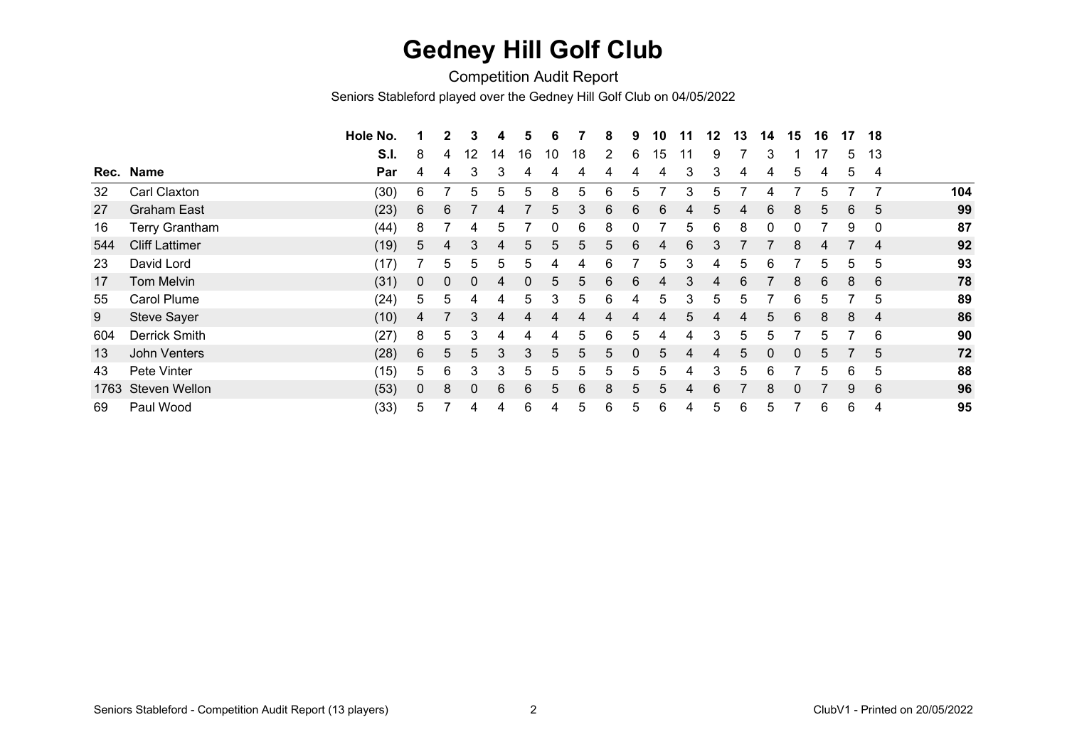# Gedney Hill Golf Club

Competition Audit Report

Seniors Stableford played over the Gedney Hill Golf Club on 04/05/2022

| | | Hole No. | 1 | 2 | 3 | 4 | 5 | 6 | 7 | 8 | 9 | 10 | 11 | 12 | 13 | 14 | 15 | 16 | 17 | 18 | |
|---|---|---|---|---|---|---|---|---|---|---|---|---|---|---|---|---|---|---|---|---|---|
| | | S.I. | 8 | 4 | 12 | 14 | 16 | 10 | 18 | 2 | 6 | 15 | 11 | 9 | 7 | 3 | 1 | 17 | 5 | 13 | |
| Rec. | Name | Par | 4 | 4 | 3 | 3 | 4 | 4 | 4 | 4 | 4 | 4 | 3 | 3 | 4 | 4 | 5 | 4 | 5 | 4 | |
| 32 | Carl Claxton | (30) | 6 | 7 | 5 | 5 | 5 | 8 | 5 | 6 | 5 | 7 | 3 | 5 | 7 | 4 | 7 | 5 | 7 | 7 | **104** |
| 27 | Graham East | (23) | 6 | 6 | 7 | 4 | 7 | 5 | 3 | 6 | 6 | 6 | 4 | 5 | 4 | 6 | 8 | 5 | 6 | 5 | **99** |
| 16 | Terry Grantham | (44) | 8 | 7 | 4 | 5 | 7 | 0 | 6 | 8 | 0 | 7 | 5 | 6 | 8 | 0 | 0 | 7 | 9 | 0 | **87** |
| 544 | Cliff Lattimer | (19) | 5 | 4 | 3 | 4 | 5 | 5 | 5 | 5 | 6 | 4 | 6 | 3 | 7 | 7 | 8 | 4 | 7 | 4 | **92** |
| 23 | David Lord | (17) | 7 | 5 | 5 | 5 | 5 | 4 | 4 | 6 | 7 | 5 | 3 | 4 | 5 | 6 | 7 | 5 | 5 | 5 | **93** |
| 17 | Tom Melvin | (31) | 0 | 0 | 0 | 4 | 0 | 5 | 5 | 6 | 6 | 4 | 3 | 4 | 6 | 7 | 8 | 6 | 8 | 6 | **78** |
| 55 | Carol Plume | (24) | 5 | 5 | 4 | 4 | 5 | 3 | 5 | 6 | 4 | 5 | 3 | 5 | 5 | 7 | 6 | 5 | 7 | 5 | **89** |
| 9 | Steve Sayer | (10) | 4 | 7 | 3 | 4 | 4 | 4 | 4 | 4 | 4 | 4 | 5 | 4 | 4 | 5 | 6 | 8 | 8 | 4 | **86** |
| 604 | Derrick Smith | (27) | 8 | 5 | 3 | 4 | 4 | 4 | 5 | 6 | 5 | 4 | 4 | 3 | 5 | 5 | 7 | 5 | 7 | 6 | **90** |
| 13 | John Venters | (28) | 6 | 5 | 5 | 3 | 3 | 5 | 5 | 5 | 0 | 5 | 4 | 4 | 5 | 0 | 0 | 5 | 7 | 5 | **72** |
| 43 | Pete Vinter | (15) | 5 | 6 | 3 | 3 | 5 | 5 | 5 | 5 | 5 | 5 | 4 | 3 | 5 | 6 | 7 | 5 | 6 | 5 | **88** |
| 1763 | Steven Wellon | (53) | 0 | 8 | 0 | 6 | 6 | 5 | 6 | 8 | 5 | 5 | 4 | 6 | 7 | 8 | 0 | 7 | 9 | 6 | **96** |
| 69 | Paul Wood | (33) | 5 | 7 | 4 | 4 | 6 | 4 | 5 | 6 | 5 | 6 | 4 | 5 | 6 | 5 | 7 | 6 | 6 | 4 | **95** |

Seniors Stableford - Competition Audit Report (13 players)

ClubV1 - Printed on 20/05/2022